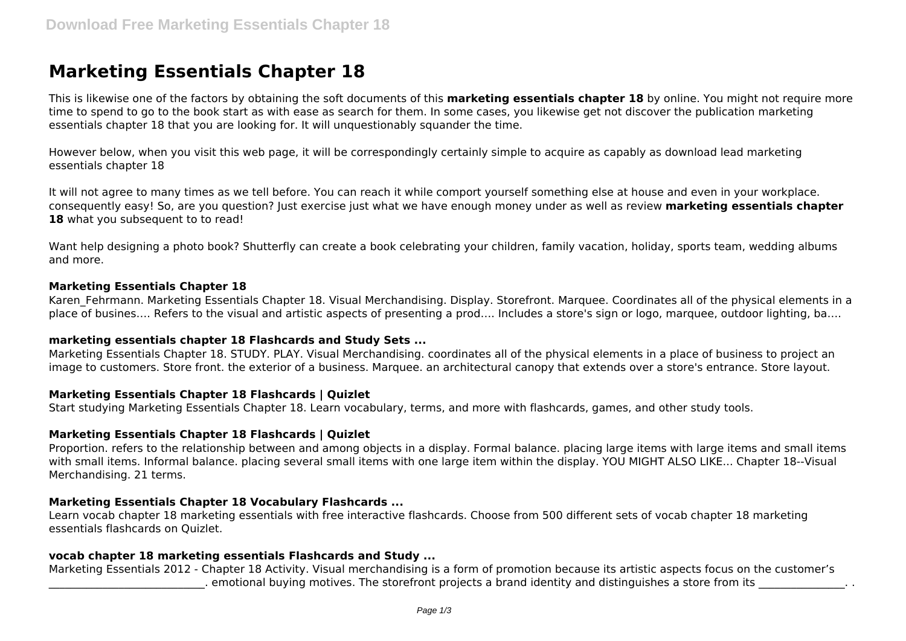# Marketing Essentials Chapter 18

This is likewise one of the factors by obtaining the soft documents of this **marketing essentials chapter 18** by online. You might not require more time to spend to go to the book start as with ease as search for them. In some cases, you likewise get not discover the publication marketing essentials chapter 18 that you are looking for. It will unquestionably squander the time.

However below, when you visit this web page, it will be correspondingly certainly simple to acquire as capably as download lead marketing essentials chapter 18

It will not agree to many times as we tell before. You can reach it while comport yourself something else at house and even in your workplace. consequently easy! So, are you question? Just exercise just what we have enough money under as well as review **marketing essentials chapter 18** what you subsequent to to read!

Want help designing a photo book? Shutterfly can create a book celebrating your children, family vacation, holiday, sports team, wedding albums and more.

### Marketing Essentials Chapter 18

Karen_Fehrmann. Marketing Essentials Chapter 18. Visual Merchandising. Display. Storefront. Marquee. Coordinates all of the physical elements in a place of busines…. Refers to the visual and artistic aspects of presenting a prod…. Includes a store's sign or logo, marquee, outdoor lighting, ba….

### marketing essentials chapter 18 Flashcards and Study Sets ...

Marketing Essentials Chapter 18. STUDY. PLAY. Visual Merchandising. coordinates all of the physical elements in a place of business to project an image to customers. Store front. the exterior of a business. Marquee. an architectural canopy that extends over a store's entrance. Store layout.

### Marketing Essentials Chapter 18 Flashcards | Quizlet

Start studying Marketing Essentials Chapter 18. Learn vocabulary, terms, and more with flashcards, games, and other study tools.

### Marketing Essentials Chapter 18 Flashcards | Quizlet

Proportion. refers to the relationship between and among objects in a display. Formal balance. placing large items with large items and small items with small items. Informal balance. placing several small items with one large item within the display. YOU MIGHT ALSO LIKE... Chapter 18--Visual Merchandising. 21 terms.

### Marketing Essentials Chapter 18 Vocabulary Flashcards ...

Learn vocab chapter 18 marketing essentials with free interactive flashcards. Choose from 500 different sets of vocab chapter 18 marketing essentials flashcards on Quizlet.

### vocab chapter 18 marketing essentials Flashcards and Study ...

Marketing Essentials 2012 - Chapter 18 Activity. Visual merchandising is a form of promotion because its artistic aspects focus on the customer's ___________________________. emotional buying motives. The storefront projects a brand identity and distinguishes a store from its _______________. .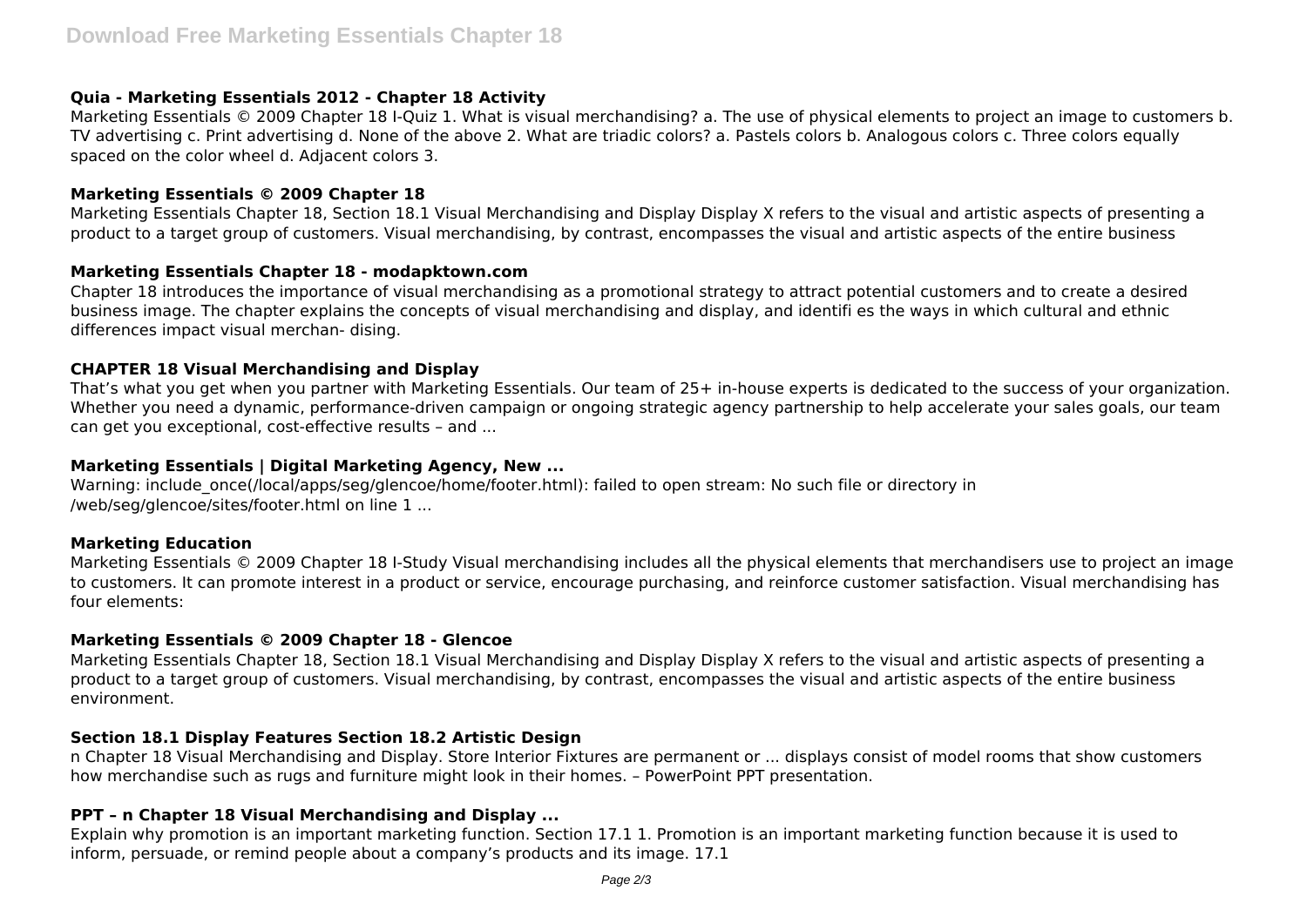### Quia - Marketing Essentials 2012 - Chapter 18 Activity

Marketing Essentials © 2009 Chapter 18 I-Quiz 1. What is visual merchandising? a. The use of physical elements to project an image to customers b. TV advertising c. Print advertising d. None of the above 2. What are triadic colors? a. Pastels colors b. Analogous colors c. Three colors equally spaced on the color wheel d. Adjacent colors 3.

### Marketing Essentials © 2009 Chapter 18

Marketing Essentials Chapter 18, Section 18.1 Visual Merchandising and Display Display X refers to the visual and artistic aspects of presenting a product to a target group of customers. Visual merchandising, by contrast, encompasses the visual and artistic aspects of the entire business

### Marketing Essentials Chapter 18 - modapktown.com

Chapter 18 introduces the importance of visual merchandising as a promotional strategy to attract potential customers and to create a desired business image. The chapter explains the concepts of visual merchandising and display, and identifi es the ways in which cultural and ethnic differences impact visual merchan- dising.

### CHAPTER 18 Visual Merchandising and Display

That's what you get when you partner with Marketing Essentials. Our team of 25+ in-house experts is dedicated to the success of your organization. Whether you need a dynamic, performance-driven campaign or ongoing strategic agency partnership to help accelerate your sales goals, our team can get you exceptional, cost-effective results – and ...

### Marketing Essentials | Digital Marketing Agency, New ...

Warning: include_once(/local/apps/seg/glencoe/home/footer.html): failed to open stream: No such file or directory in /web/seg/glencoe/sites/footer.html on line 1 ...

### Marketing Education

Marketing Essentials © 2009 Chapter 18 I-Study Visual merchandising includes all the physical elements that merchandisers use to project an image to customers. It can promote interest in a product or service, encourage purchasing, and reinforce customer satisfaction. Visual merchandising has four elements:

### Marketing Essentials © 2009 Chapter 18 - Glencoe

Marketing Essentials Chapter 18, Section 18.1 Visual Merchandising and Display Display X refers to the visual and artistic aspects of presenting a product to a target group of customers. Visual merchandising, by contrast, encompasses the visual and artistic aspects of the entire business environment.

### Section 18.1 Display Features Section 18.2 Artistic Design

n Chapter 18 Visual Merchandising and Display. Store Interior Fixtures are permanent or ... displays consist of model rooms that show customers how merchandise such as rugs and furniture might look in their homes. – PowerPoint PPT presentation.

### PPT – n Chapter 18 Visual Merchandising and Display ...

Explain why promotion is an important marketing function. Section 17.1 1. Promotion is an important marketing function because it is used to inform, persuade, or remind people about a company's products and its image. 17.1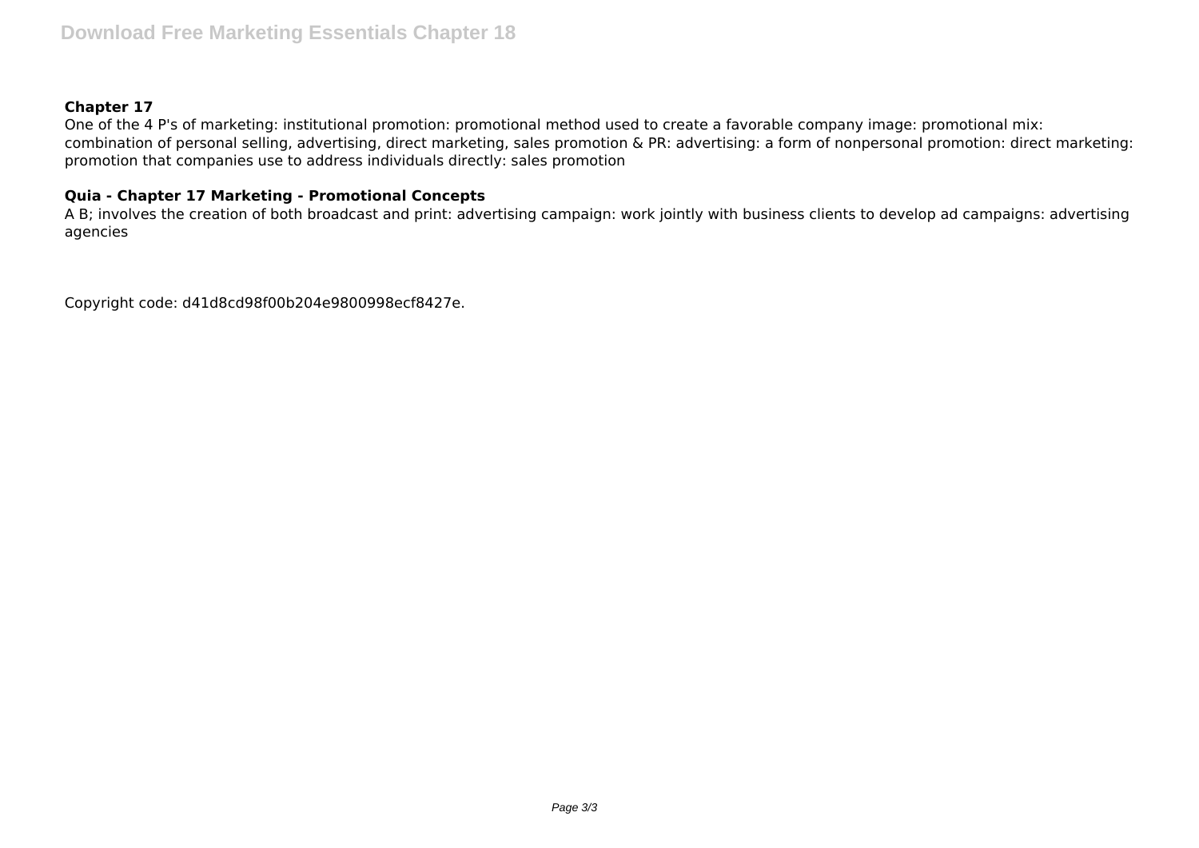**Chapter 17**

One of the 4 P's of marketing: institutional promotion: promotional method used to create a favorable company image: promotional mix: combination of personal selling, advertising, direct marketing, sales promotion & PR: advertising: a form of nonpersonal promotion: direct marketing: promotion that companies use to address individuals directly: sales promotion

**Quia - Chapter 17 Marketing - Promotional Concepts**

A B; involves the creation of both broadcast and print: advertising campaign: work jointly with business clients to develop ad campaigns: advertising agencies

Copyright code: d41d8cd98f00b204e9800998ecf8427e.